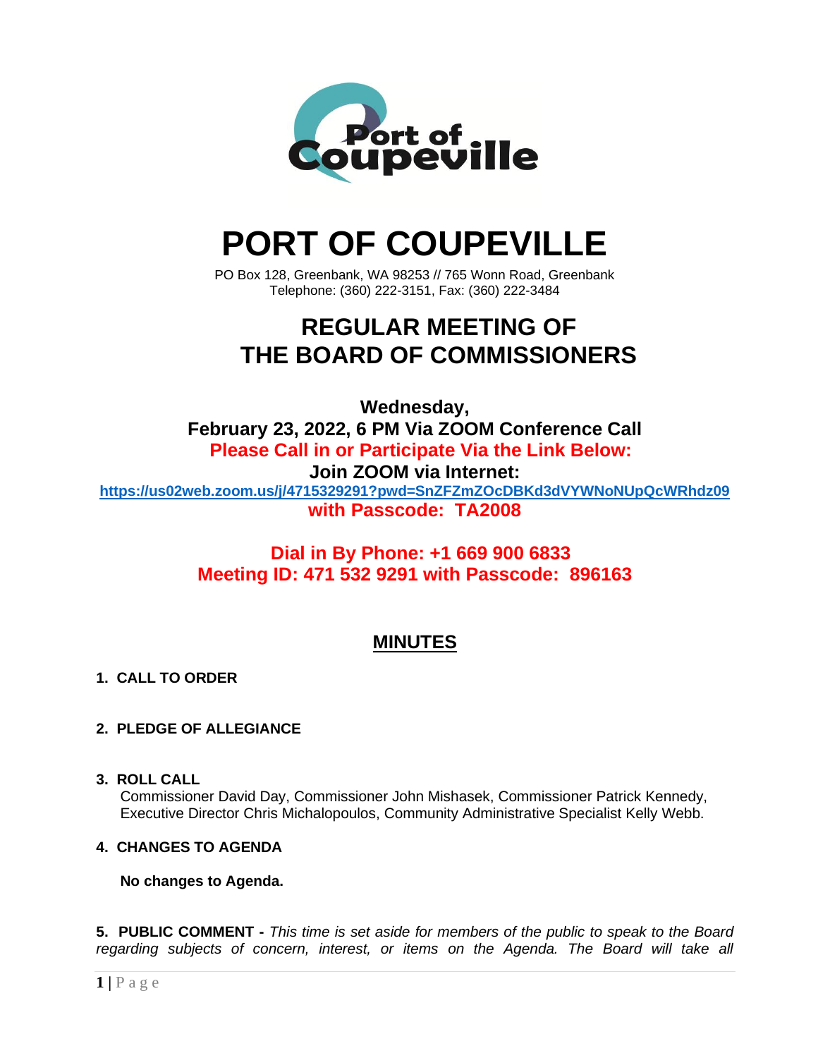Port of Coupeville

# PORT OF COUPEVILLE

PO Box 128, Greenbank, WA 98253 // 765 Wonn Road, Greenbank
Telephone: (360) 222-3151, Fax: (360) 222-3484

## REGULAR MEETING OF THE BOARD OF COMMISSIONERS

**Wednesday,**
**February 23, 2022, 6 PM Via ZOOM Conference Call**
**Please Call in or Participate Via the Link Below:**
**Join ZOOM via Internet:**
**https://us02web.zoom.us/j/4715329291?pwd=SnZFZmZOcDBKd3dVYWNoNUpQcWRhdz09**
**with Passcode: TA2008**

**Dial in By Phone: +1 669 900 6833**
**Meeting ID: 471 532 9291 with Passcode: 896163**

## MINUTES

**1. CALL TO ORDER**

**2. PLEDGE OF ALLEGIANCE**

**3. ROLL CALL**

Commissioner David Day, Commissioner John Mishasek, Commissioner Patrick Kennedy, Executive Director Chris Michalopoulos, Community Administrative Specialist Kelly Webb.

**4. CHANGES TO AGENDA**

**No changes to Agenda.**

**5. PUBLIC COMMENT -** *This time is set aside for members of the public to speak to the Board regarding subjects of concern, interest, or items on the Agenda. The Board will take all*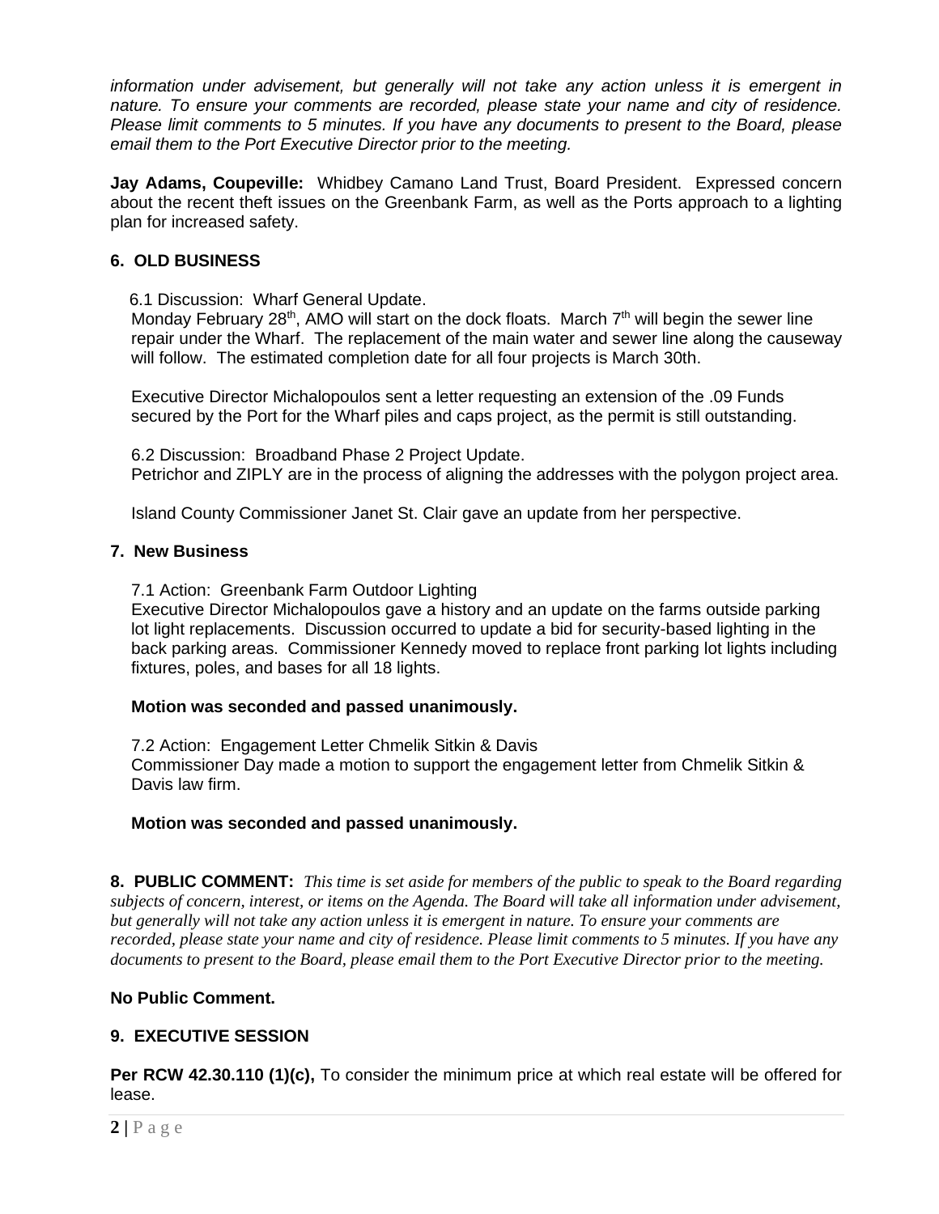*information under advisement, but generally will not take any action unless it is emergent in nature. To ensure your comments are recorded, please state your name and city of residence. Please limit comments to 5 minutes. If you have any documents to present to the Board, please email them to the Port Executive Director prior to the meeting.*

**Jay Adams, Coupeville:** Whidbey Camano Land Trust, Board President. Expressed concern about the recent theft issues on the Greenbank Farm, as well as the Ports approach to a lighting plan for increased safety.

## 6. OLD BUSINESS

6.1 Discussion: Wharf General Update.
Monday February 28th, AMO will start on the dock floats. March 7th will begin the sewer line repair under the Wharf. The replacement of the main water and sewer line along the causeway will follow. The estimated completion date for all four projects is March 30th.

Executive Director Michalopoulos sent a letter requesting an extension of the .09 Funds secured by the Port for the Wharf piles and caps project, as the permit is still outstanding.

6.2 Discussion: Broadband Phase 2 Project Update.
Petrichor and ZIPLY are in the process of aligning the addresses with the polygon project area.

Island County Commissioner Janet St. Clair gave an update from her perspective.

## 7. New Business

7.1 Action: Greenbank Farm Outdoor Lighting
Executive Director Michalopoulos gave a history and an update on the farms outside parking lot light replacements. Discussion occurred to update a bid for security-based lighting in the back parking areas. Commissioner Kennedy moved to replace front parking lot lights including fixtures, poles, and bases for all 18 lights.

**Motion was seconded and passed unanimously.**

7.2 Action: Engagement Letter Chmelik Sitkin & Davis
Commissioner Day made a motion to support the engagement letter from Chmelik Sitkin & Davis law firm.

**Motion was seconded and passed unanimously.**

**8. PUBLIC COMMENT:** *This time is set aside for members of the public to speak to the Board regarding subjects of concern, interest, or items on the Agenda. The Board will take all information under advisement, but generally will not take any action unless it is emergent in nature. To ensure your comments are recorded, please state your name and city of residence. Please limit comments to 5 minutes. If you have any documents to present to the Board, please email them to the Port Executive Director prior to the meeting.*

**No Public Comment.**

## 9. EXECUTIVE SESSION

**Per RCW 42.30.110 (1)(c),** To consider the minimum price at which real estate will be offered for lease.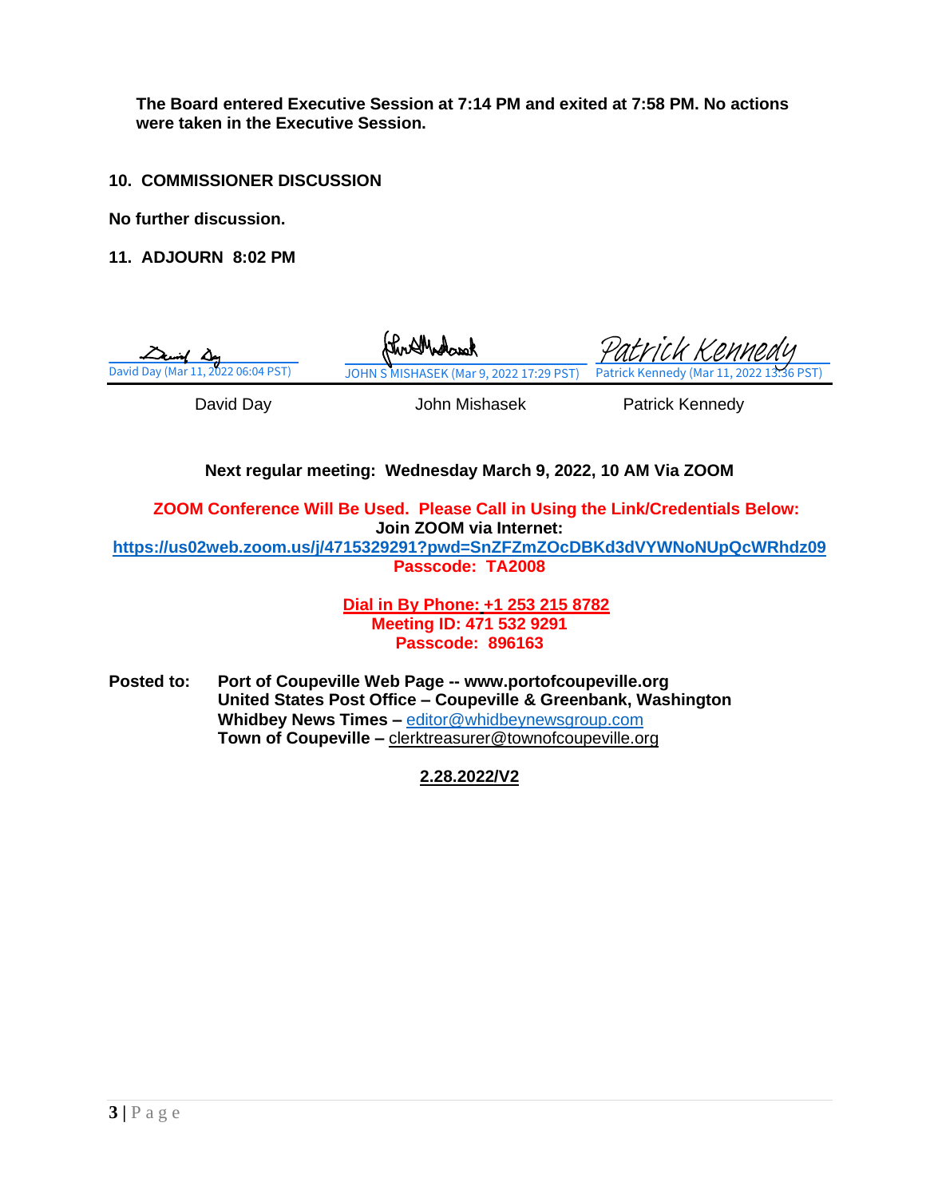**The Board entered Executive Session at 7:14 PM and exited at 7:58 PM. No actions were taken in the Executive Session.**

## 10. COMMISSIONER DISCUSSION

**No further discussion.**

## 11. ADJOURN 8:02 PM

| David Day (Mar 11, 2022 06:04 PST) | JOHN S MISHASEK (Mar 9, 2022 17:29 PST) | Patrick Kennedy (Mar 11, 2022 13:36 PST) |
| --- | --- | --- |
| David Day | John Mishasek | Patrick Kennedy |

**Next regular meeting: Wednesday March 9, 2022, 10 AM Via ZOOM**

**ZOOM Conference Will Be Used. Please Call in Using the Link/Credentials Below:**
**Join ZOOM via Internet:**
**https://us02web.zoom.us/j/4715329291?pwd=SnZFZmZOcDBKd3dVYWNoNUpQcWRhdz09**
**Passcode: TA2008**

**Dial in By Phone: +1 253 215 8782**
**Meeting ID: 471 532 9291**
**Passcode: 896163**

**Posted to:** **Port of Coupeville Web Page -- www.portofcoupeville.org**
**United States Post Office – Coupeville & Greenbank, Washington**
**Whidbey News Times –** editor@whidbeynewsgroup.com
**Town of Coupeville –** clerktreasurer@townofcoupeville.org

**2.28.2022/V2**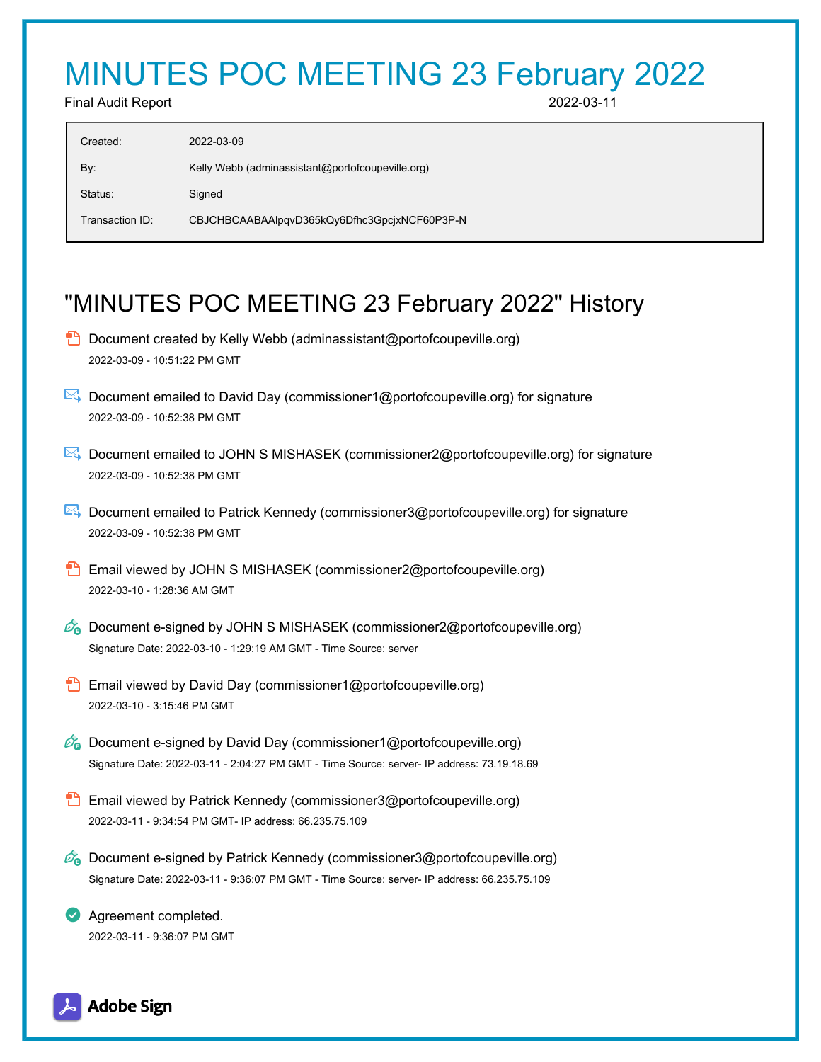# MINUTES POC MEETING 23 February 2022

Final Audit Report 2022-03-11

| | |
|---|---|
| Created: | 2022-03-09 |
| By: | Kelly Webb (adminassistant@portofcoupeville.org) |
| Status: | Signed |
| Transaction ID: | CBJCHBCAABAAlpqvD365kQy6Dfhc3GpcjxNCF60P3P-N |

## "MINUTES POC MEETING 23 February 2022" History

- Document created by Kelly Webb (adminassistant@portofcoupeville.org)
  2022-03-09 - 10:51:22 PM GMT

- Document emailed to David Day (commissioner1@portofcoupeville.org) for signature
  2022-03-09 - 10:52:38 PM GMT

- Document emailed to JOHN S MISHASEK (commissioner2@portofcoupeville.org) for signature
  2022-03-09 - 10:52:38 PM GMT

- Document emailed to Patrick Kennedy (commissioner3@portofcoupeville.org) for signature
  2022-03-09 - 10:52:38 PM GMT

- Email viewed by JOHN S MISHASEK (commissioner2@portofcoupeville.org)
  2022-03-10 - 1:28:36 AM GMT

- Document e-signed by JOHN S MISHASEK (commissioner2@portofcoupeville.org)
  Signature Date: 2022-03-10 - 1:29:19 AM GMT - Time Source: server

- Email viewed by David Day (commissioner1@portofcoupeville.org)
  2022-03-10 - 3:15:46 PM GMT

- Document e-signed by David Day (commissioner1@portofcoupeville.org)
  Signature Date: 2022-03-11 - 2:04:27 PM GMT - Time Source: server- IP address: 73.19.18.69

- Email viewed by Patrick Kennedy (commissioner3@portofcoupeville.org)
  2022-03-11 - 9:34:54 PM GMT- IP address: 66.235.75.109

- Document e-signed by Patrick Kennedy (commissioner3@portofcoupeville.org)
  Signature Date: 2022-03-11 - 9:36:07 PM GMT - Time Source: server- IP address: 66.235.75.109

- Agreement completed.
  2022-03-11 - 9:36:07 PM GMT

Adobe Sign